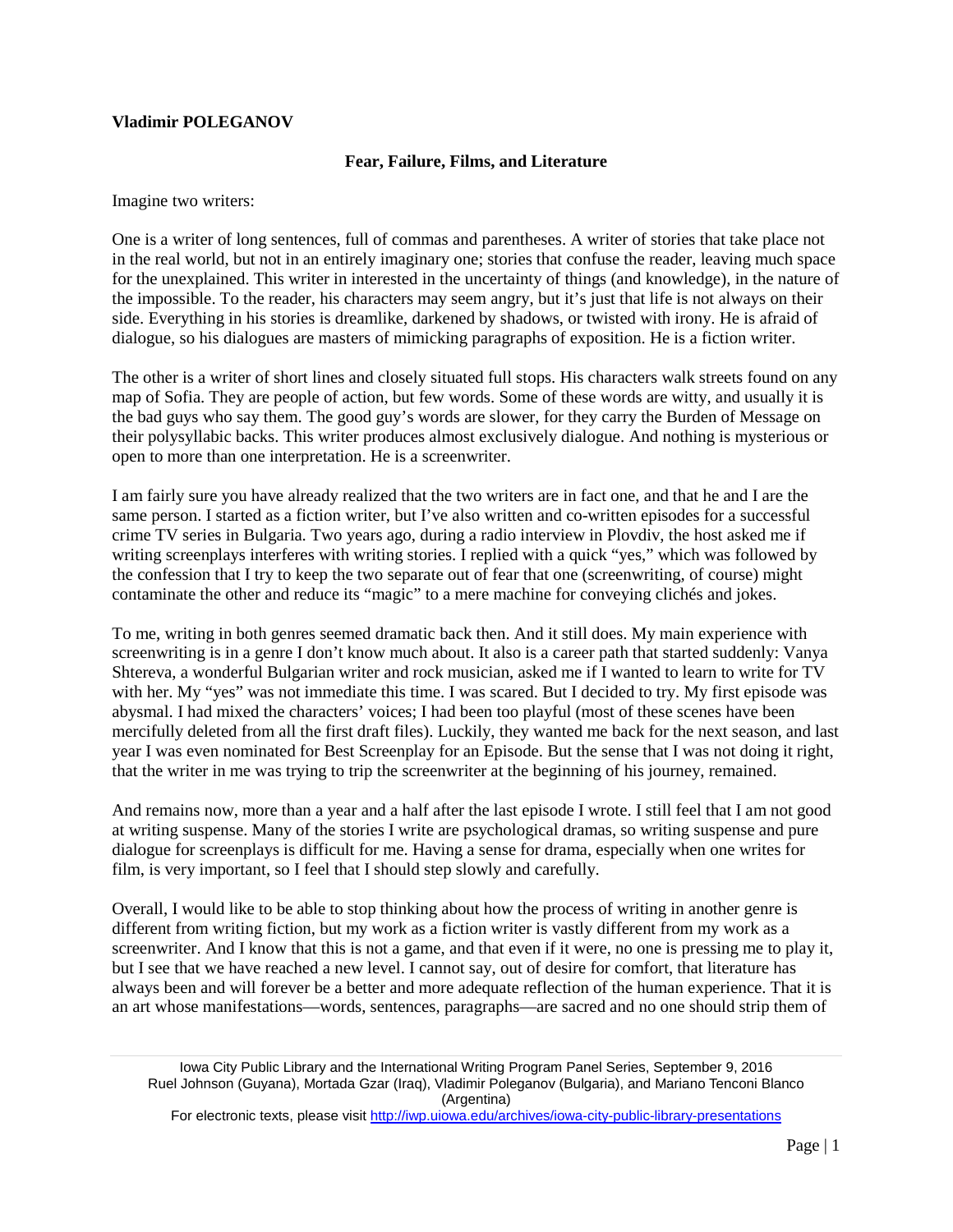**Vladimir POLEGANOV**

## Fear, Failure, Films, and Literature

Imagine two writers:

One is a writer of long sentences, full of commas and parentheses. A writer of stories that take place not in the real world, but not in an entirely imaginary one; stories that confuse the reader, leaving much space for the unexplained. This writer in interested in the uncertainty of things (and knowledge), in the nature of the impossible. To the reader, his characters may seem angry, but it's just that life is not always on their side. Everything in his stories is dreamlike, darkened by shadows, or twisted with irony. He is afraid of dialogue, so his dialogues are masters of mimicking paragraphs of exposition. He is a fiction writer.

The other is a writer of short lines and closely situated full stops. His characters walk streets found on any map of Sofia. They are people of action, but few words. Some of these words are witty, and usually it is the bad guys who say them. The good guy's words are slower, for they carry the Burden of Message on their polysyllabic backs. This writer produces almost exclusively dialogue. And nothing is mysterious or open to more than one interpretation. He is a screenwriter.

I am fairly sure you have already realized that the two writers are in fact one, and that he and I are the same person. I started as a fiction writer, but I've also written and co-written episodes for a successful crime TV series in Bulgaria. Two years ago, during a radio interview in Plovdiv, the host asked me if writing screenplays interferes with writing stories. I replied with a quick "yes," which was followed by the confession that I try to keep the two separate out of fear that one (screenwriting, of course) might contaminate the other and reduce its "magic" to a mere machine for conveying clichés and jokes.

To me, writing in both genres seemed dramatic back then. And it still does. My main experience with screenwriting is in a genre I don't know much about. It also is a career path that started suddenly: Vanya Shtereva, a wonderful Bulgarian writer and rock musician, asked me if I wanted to learn to write for TV with her. My "yes" was not immediate this time. I was scared. But I decided to try. My first episode was abysmal. I had mixed the characters' voices; I had been too playful (most of these scenes have been mercifully deleted from all the first draft files). Luckily, they wanted me back for the next season, and last year I was even nominated for Best Screenplay for an Episode. But the sense that I was not doing it right, that the writer in me was trying to trip the screenwriter at the beginning of his journey, remained.

And remains now, more than a year and a half after the last episode I wrote. I still feel that I am not good at writing suspense. Many of the stories I write are psychological dramas, so writing suspense and pure dialogue for screenplays is difficult for me. Having a sense for drama, especially when one writes for film, is very important, so I feel that I should step slowly and carefully.

Overall, I would like to be able to stop thinking about how the process of writing in another genre is different from writing fiction, but my work as a fiction writer is vastly different from my work as a screenwriter. And I know that this is not a game, and that even if it were, no one is pressing me to play it, but I see that we have reached a new level. I cannot say, out of desire for comfort, that literature has always been and will forever be a better and more adequate reflection of the human experience. That it is an art whose manifestations—words, sentences, paragraphs—are sacred and no one should strip them of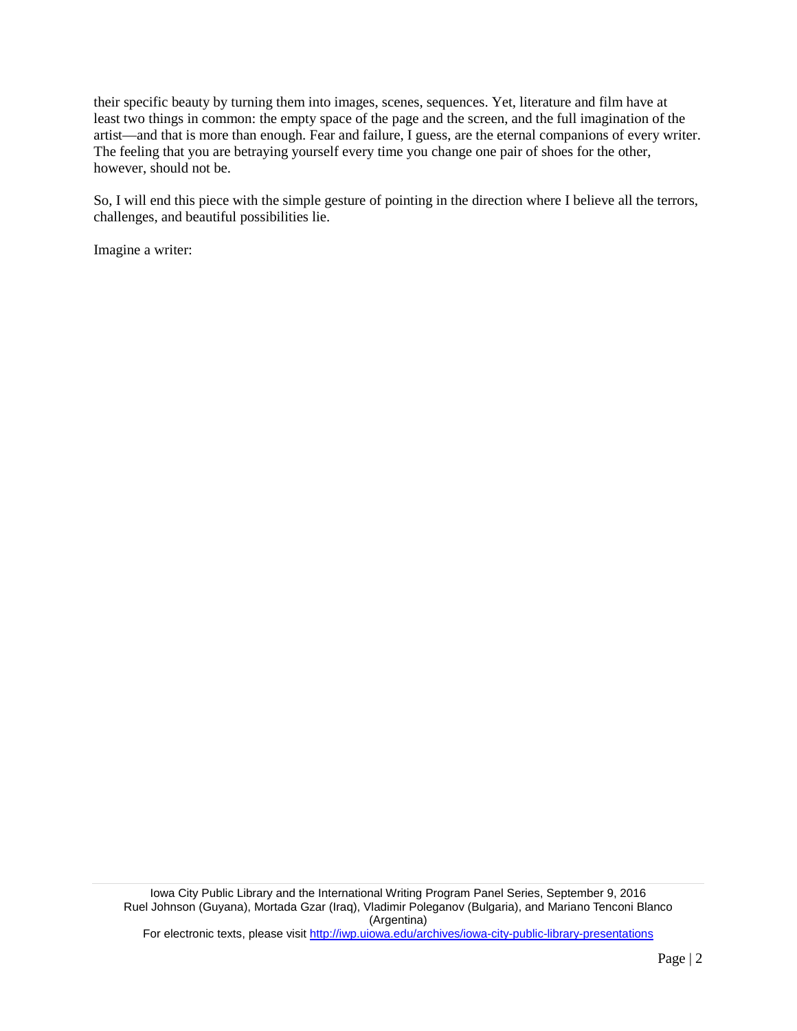their specific beauty by turning them into images, scenes, sequences. Yet, literature and film have at least two things in common: the empty space of the page and the screen, and the full imagination of the artist—and that is more than enough. Fear and failure, I guess, are the eternal companions of every writer. The feeling that you are betraying yourself every time you change one pair of shoes for the other, however, should not be.

So, I will end this piece with the simple gesture of pointing in the direction where I believe all the terrors, challenges, and beautiful possibilities lie.

Imagine a writer: